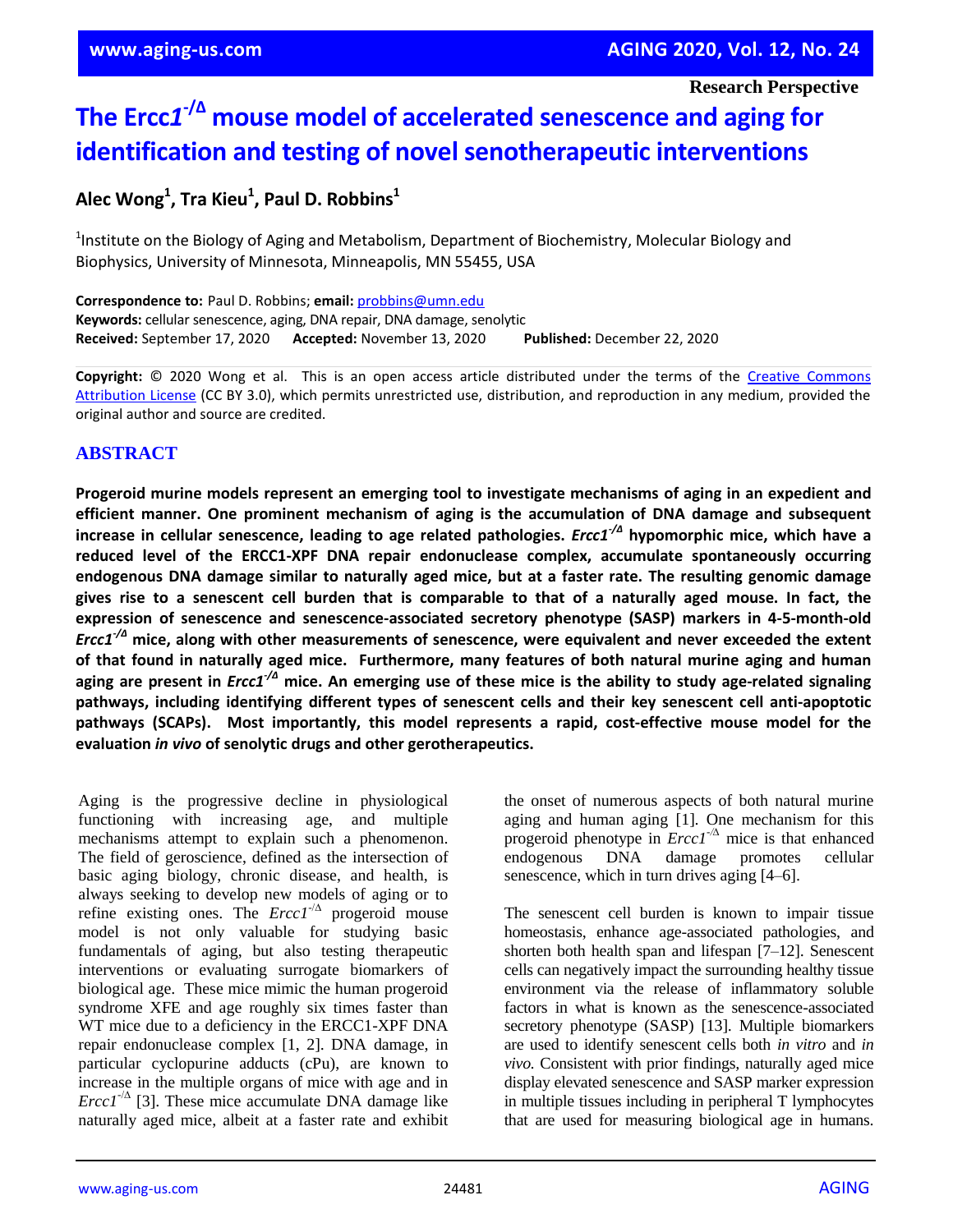Research Perspective

# The *Ercc1*$^{-/\Delta}$ mouse model of accelerated senescence and aging for identification and testing of novel senotherapeutic interventions

**Alec Wong[1], Tra Kieu[1], Paul D. Robbins[1]**

[1]Institute on the Biology of Aging and Metabolism, Department of Biochemistry, Molecular Biology and Biophysics, University of Minnesota, Minneapolis, MN 55455, USA

**Correspondence to:** Paul D. Robbins; **email:** probbins@umn.edu
**Keywords:** cellular senescence, aging, DNA repair, DNA damage, senolytic
**Received:** September 17, 2020 **Accepted:** November 13, 2020 **Published:** December 22, 2020

**Copyright:** © 2020 Wong et al. This is an open access article distributed under the terms of the Creative Commons Attribution License (CC BY 3.0), which permits unrestricted use, distribution, and reproduction in any medium, provided the original author and source are credited.

## ABSTRACT

**Progeroid murine models represent an emerging tool to investigate mechanisms of aging in an expedient and efficient manner. One prominent mechanism of aging is the accumulation of DNA damage and subsequent increase in cellular senescence, leading to age related pathologies. *Ercc1*$^{-/\Delta}$ hypomorphic mice, which have a reduced level of the ERCC1-XPF DNA repair endonuclease complex, accumulate spontaneously occurring endogenous DNA damage similar to naturally aged mice, but at a faster rate. The resulting genomic damage gives rise to a senescent cell burden that is comparable to that of a naturally aged mouse. In fact, the expression of senescence and senescence-associated secretory phenotype (SASP) markers in 4-5-month-old *Ercc1*$^{-/\Delta}$ mice, along with other measurements of senescence, were equivalent and never exceeded the extent of that found in naturally aged mice. Furthermore, many features of both natural murine aging and human aging are present in *Ercc1*$^{-/\Delta}$ mice. An emerging use of these mice is the ability to study age-related signaling pathways, including identifying different types of senescent cells and their key senescent cell anti-apoptotic pathways (SCAPs). Most importantly, this model represents a rapid, cost-effective mouse model for the evaluation *in vivo* of senolytic drugs and other gerotherapeutics.**

Aging is the progressive decline in physiological functioning with increasing age, and multiple mechanisms attempt to explain such a phenomenon. The field of geroscience, defined as the intersection of basic aging biology, chronic disease, and health, is always seeking to develop new models of aging or to refine existing ones. The *Ercc1*$^{-/\Delta}$ progeroid mouse model is not only valuable for studying basic fundamentals of aging, but also testing therapeutic interventions or evaluating surrogate biomarkers of biological age. These mice mimic the human progeroid syndrome XFE and age roughly six times faster than WT mice due to a deficiency in the ERCC1-XPF DNA repair endonuclease complex [1, 2]. DNA damage, in particular cyclopurine adducts (cPu), are known to increase in the multiple organs of mice with age and in *Ercc1*$^{-/\Delta}$ [3]. These mice accumulate DNA damage like naturally aged mice, albeit at a faster rate and exhibit the onset of numerous aspects of both natural murine aging and human aging [1]. One mechanism for this progeroid phenotype in *Ercc1*$^{-/\Delta}$ mice is that enhanced endogenous DNA damage promotes cellular senescence, which in turn drives aging [4–6].

The senescent cell burden is known to impair tissue homeostasis, enhance age-associated pathologies, and shorten both health span and lifespan [7–12]. Senescent cells can negatively impact the surrounding healthy tissue environment via the release of inflammatory soluble factors in what is known as the senescence-associated secretory phenotype (SASP) [13]. Multiple biomarkers are used to identify senescent cells both *in vitro* and *in vivo.* Consistent with prior findings, naturally aged mice display elevated senescence and SASP marker expression in multiple tissues including in peripheral T lymphocytes that are used for measuring biological age in humans.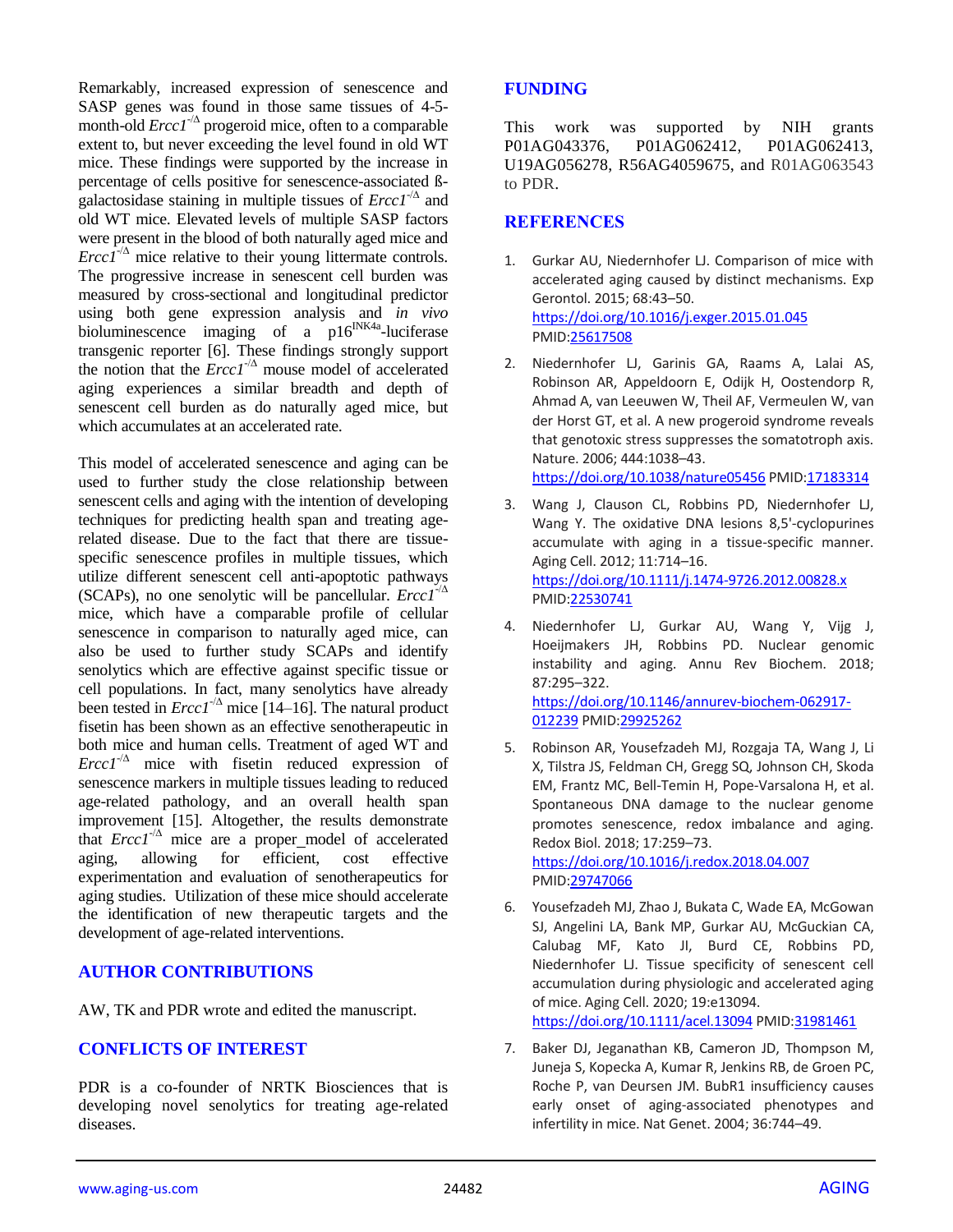Remarkably, increased expression of senescence and SASP genes was found in those same tissues of 4-5-month-old *Ercc1*$^{-/\Delta}$ progeroid mice, often to a comparable extent to, but never exceeding the level found in old WT mice. These findings were supported by the increase in percentage of cells positive for senescence-associated ß-galactosidase staining in multiple tissues of *Ercc1*$^{-/\Delta}$ and old WT mice. Elevated levels of multiple SASP factors were present in the blood of both naturally aged mice and *Ercc1*$^{-/\Delta}$ mice relative to their young littermate controls. The progressive increase in senescent cell burden was measured by cross-sectional and longitudinal predictor using both gene expression analysis and *in vivo* bioluminescence imaging of a p16$^{INK4a}$-luciferase transgenic reporter [6]. These findings strongly support the notion that the *Ercc1*$^{-/\Delta}$ mouse model of accelerated aging experiences a similar breadth and depth of senescent cell burden as do naturally aged mice, but which accumulates at an accelerated rate.

This model of accelerated senescence and aging can be used to further study the close relationship between senescent cells and aging with the intention of developing techniques for predicting health span and treating age-related disease. Due to the fact that there are tissue-specific senescence profiles in multiple tissues, which utilize different senescent cell anti-apoptotic pathways (SCAPs), no one senolytic will be pancellular. *Ercc1*$^{-/\Delta}$ mice, which have a comparable profile of cellular senescence in comparison to naturally aged mice, can also be used to further study SCAPs and identify senolytics which are effective against specific tissue or cell populations. In fact, many senolytics have already been tested in *Ercc1*$^{-/\Delta}$ mice [14–16]. The natural product fisetin has been shown as an effective senotherapeutic in both mice and human cells. Treatment of aged WT and *Ercc1*$^{-/\Delta}$ mice with fisetin reduced expression of senescence markers in multiple tissues leading to reduced age-related pathology, and an overall health span improvement [15]. Altogether, the results demonstrate that *Ercc1*$^{-/\Delta}$ mice are a proper model of accelerated aging, allowing for efficient, cost effective experimentation and evaluation of senotherapeutics for aging studies. Utilization of these mice should accelerate the identification of new therapeutic targets and the development of age-related interventions.

## AUTHOR CONTRIBUTIONS

AW, TK and PDR wrote and edited the manuscript.

## CONFLICTS OF INTEREST

PDR is a co-founder of NRTK Biosciences that is developing novel senolytics for treating age-related diseases.

## FUNDING

This work was supported by NIH grants P01AG043376, P01AG062412, P01AG062413, U19AG056278, R56AG4059675, and R01AG063543 to PDR.

## REFERENCES

1. Gurkar AU, Niedernhofer LJ. Comparison of mice with accelerated aging caused by distinct mechanisms. Exp Gerontol. 2015; 68:43–50. https://doi.org/10.1016/j.exger.2015.01.045 PMID:25617508

2. Niedernhofer LJ, Garinis GA, Raams A, Lalai AS, Robinson AR, Appeldoorn E, Odijk H, Oostendorp R, Ahmad A, van Leeuwen W, Theil AF, Vermeulen W, van der Horst GT, et al. A new progeroid syndrome reveals that genotoxic stress suppresses the somatotroph axis. Nature. 2006; 444:1038–43. https://doi.org/10.1038/nature05456 PMID:17183314

3. Wang J, Clauson CL, Robbins PD, Niedernhofer LJ, Wang Y. The oxidative DNA lesions 8,5'-cyclopurines accumulate with aging in a tissue-specific manner. Aging Cell. 2012; 11:714–16. https://doi.org/10.1111/j.1474-9726.2012.00828.x PMID:22530741

4. Niedernhofer LJ, Gurkar AU, Wang Y, Vijg J, Hoeijmakers JH, Robbins PD. Nuclear genomic instability and aging. Annu Rev Biochem. 2018; 87:295–322. https://doi.org/10.1146/annurev-biochem-062917-012239 PMID:29925262

5. Robinson AR, Yousefzadeh MJ, Rozgaja TA, Wang J, Li X, Tilstra JS, Feldman CH, Gregg SQ, Johnson CH, Skoda EM, Frantz MC, Bell-Temin H, Pope-Varsalona H, et al. Spontaneous DNA damage to the nuclear genome promotes senescence, redox imbalance and aging. Redox Biol. 2018; 17:259–73. https://doi.org/10.1016/j.redox.2018.04.007 PMID:29747066

6. Yousefzadeh MJ, Zhao J, Bukata C, Wade EA, McGowan SJ, Angelini LA, Bank MP, Gurkar AU, McGuckian CA, Calubag MF, Kato JI, Burd CE, Robbins PD, Niedernhofer LJ. Tissue specificity of senescent cell accumulation during physiologic and accelerated aging of mice. Aging Cell. 2020; 19:e13094. https://doi.org/10.1111/acel.13094 PMID:31981461

7. Baker DJ, Jeganathan KB, Cameron JD, Thompson M, Juneja S, Kopecka A, Kumar R, Jenkins RB, de Groen PC, Roche P, van Deursen JM. BubR1 insufficiency causes early onset of aging-associated phenotypes and infertility in mice. Nat Genet. 2004; 36:744–49.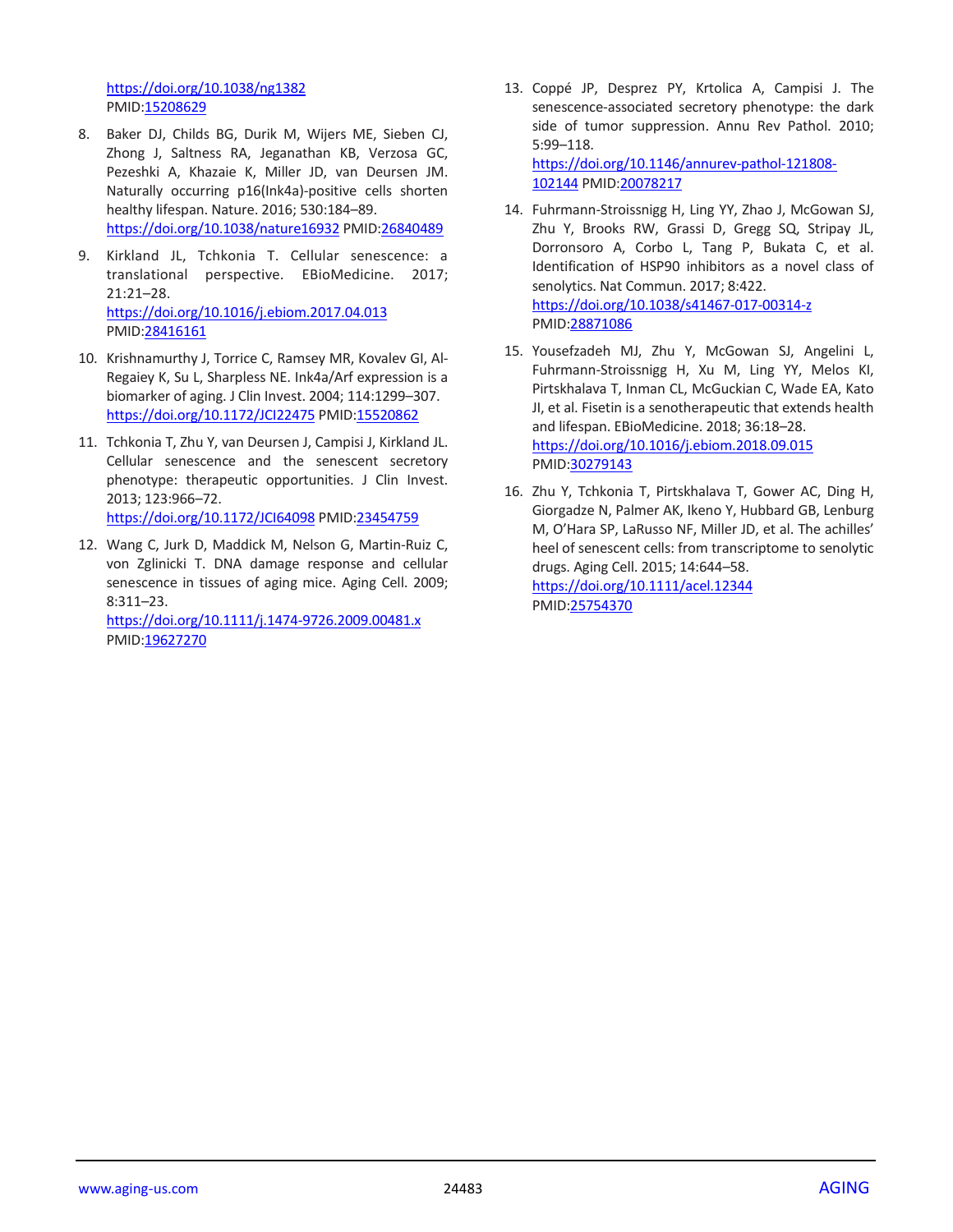https://doi.org/10.1038/ng1382 PMID:15208629

8. Baker DJ, Childs BG, Durik M, Wijers ME, Sieben CJ, Zhong J, Saltness RA, Jeganathan KB, Verzosa GC, Pezeshki A, Khazaie K, Miller JD, van Deursen JM. Naturally occurring p16(Ink4a)-positive cells shorten healthy lifespan. Nature. 2016; 530:184–89. https://doi.org/10.1038/nature16932 PMID:26840489

9. Kirkland JL, Tchkonia T. Cellular senescence: a translational perspective. EBioMedicine. 2017; 21:21–28. https://doi.org/10.1016/j.ebiom.2017.04.013 PMID:28416161

10. Krishnamurthy J, Torrice C, Ramsey MR, Kovalev GI, Al-Regaiey K, Su L, Sharpless NE. Ink4a/Arf expression is a biomarker of aging. J Clin Invest. 2004; 114:1299–307. https://doi.org/10.1172/JCI22475 PMID:15520862

11. Tchkonia T, Zhu Y, van Deursen J, Campisi J, Kirkland JL. Cellular senescence and the senescent secretory phenotype: therapeutic opportunities. J Clin Invest. 2013; 123:966–72. https://doi.org/10.1172/JCI64098 PMID:23454759

12. Wang C, Jurk D, Maddick M, Nelson G, Martin-Ruiz C, von Zglinicki T. DNA damage response and cellular senescence in tissues of aging mice. Aging Cell. 2009; 8:311–23. https://doi.org/10.1111/j.1474-9726.2009.00481.x PMID:19627270

13. Coppé JP, Desprez PY, Krtolica A, Campisi J. The senescence-associated secretory phenotype: the dark side of tumor suppression. Annu Rev Pathol. 2010; 5:99–118. https://doi.org/10.1146/annurev-pathol-121808-102144 PMID:20078217

14. Fuhrmann-Stroissnigg H, Ling YY, Zhao J, McGowan SJ, Zhu Y, Brooks RW, Grassi D, Gregg SQ, Stripay JL, Dorronsoro A, Corbo L, Tang P, Bukata C, et al. Identification of HSP90 inhibitors as a novel class of senolytics. Nat Commun. 2017; 8:422. https://doi.org/10.1038/s41467-017-00314-z PMID:28871086

15. Yousefzadeh MJ, Zhu Y, McGowan SJ, Angelini L, Fuhrmann-Stroissnigg H, Xu M, Ling YY, Melos KI, Pirtskhalava T, Inman CL, McGuckian C, Wade EA, Kato JI, et al. Fisetin is a senotherapeutic that extends health and lifespan. EBioMedicine. 2018; 36:18–28. https://doi.org/10.1016/j.ebiom.2018.09.015 PMID:30279143

16. Zhu Y, Tchkonia T, Pirtskhalava T, Gower AC, Ding H, Giorgadze N, Palmer AK, Ikeno Y, Hubbard GB, Lenburg M, O'Hara SP, LaRusso NF, Miller JD, et al. The achilles' heel of senescent cells: from transcriptome to senolytic drugs. Aging Cell. 2015; 14:644–58. https://doi.org/10.1111/acel.12344 PMID:25754370